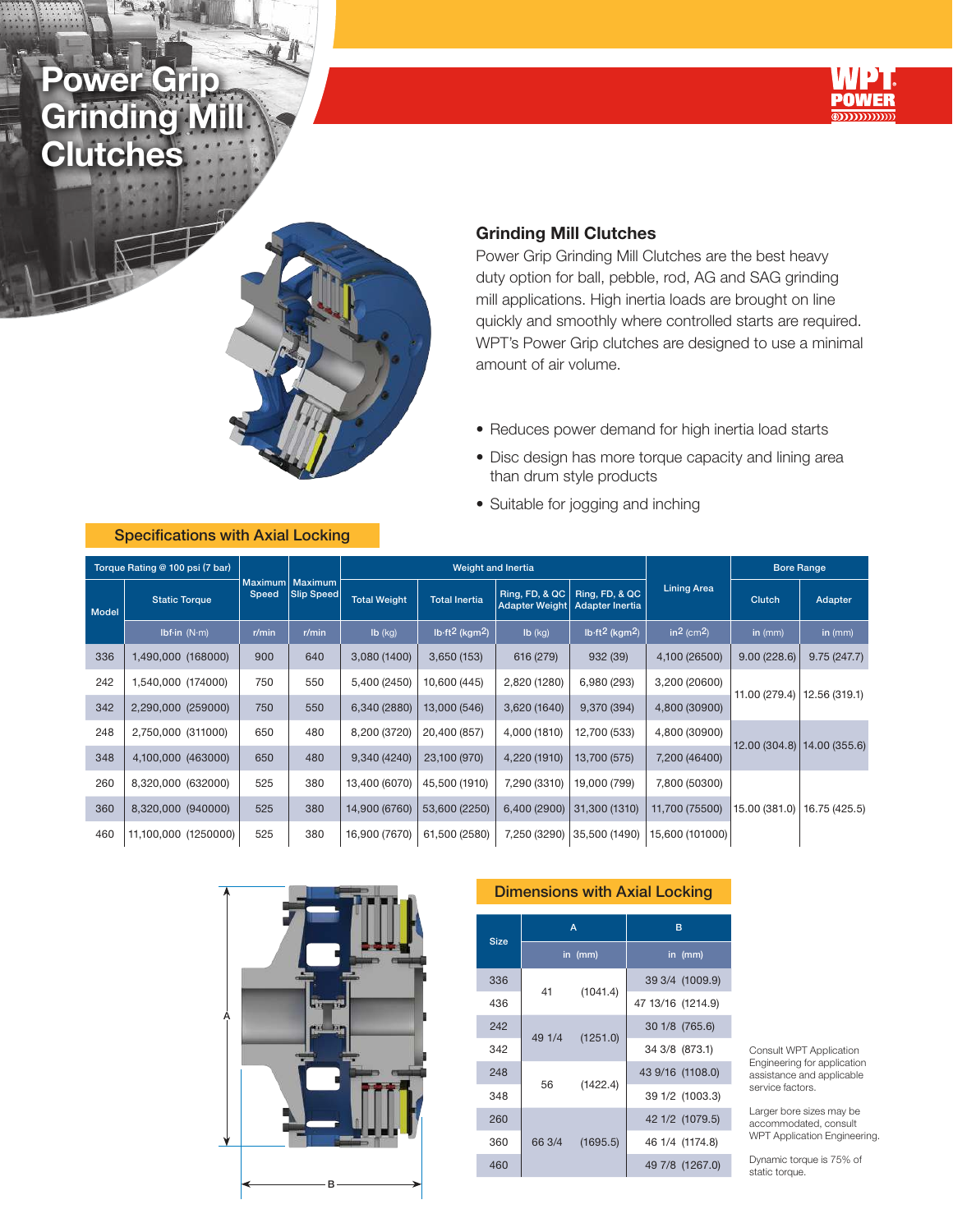# Power Grip Grinding Mill Clutches

WPT POWER

## Grinding Mill Clutches

Power Grip Grinding Mill Clutches are the best heavy duty option for ball, pebble, rod, AG and SAG grinding mill applications. High inertia loads are brought on line quickly and smoothly where controlled starts are required. WPT's Power Grip clutches are designed to use a minimal amount of air volume.

- Reduces power demand for high inertia load starts
- Disc design has more torque capacity and lining area than drum style products
- Suitable for jogging and inching

## Specifications with Axial Locking

| Model | Torque Rating @ 100 psi (7 bar) Static Torque | Maximum Speed | Maximum Slip Speed | Weight and Inertia Total Weight | Total Inertia | Ring, FD, & QC Adapter Weight | Ring, FD, & QC Adapter Inertia | Lining Area | Bore Range Clutch | Adapter |
|---|---|---|---|---|---|---|---|---|---|---|
| | lbf·in (N·m) | r/min | r/min | lb (kg) | lb·ft² (kgm²) | lb (kg) | lb·ft² (kgm²) | in² (cm²) | in (mm) | in (mm) |
| 336 | 1,490,000 (168000) | 900 | 640 | 3,080 (1400) | 3,650 (153) | 616 (279) | 932 (39) | 4,100 (26500) | 9.00 (228.6) | 9.75 (247.7) |
| 242 | 1,540,000 (174000) | 750 | 550 | 5,400 (2450) | 10,600 (445) | 2,820 (1280) | 6,980 (293) | 3,200 (20600) | 11.00 (279.4) | 12.56 (319.1) |
| 342 | 2,290,000 (259000) | 750 | 550 | 6,340 (2880) | 13,000 (546) | 3,620 (1640) | 9,370 (394) | 4,800 (30900) | | |
| 248 | 2,750,000 (311000) | 650 | 480 | 8,200 (3720) | 20,400 (857) | 4,000 (1810) | 12,700 (533) | 4,800 (30900) | 12.00 (304.8) | 14.00 (355.6) |
| 348 | 4,100,000 (463000) | 650 | 480 | 9,340 (4240) | 23,100 (970) | 4,220 (1910) | 13,700 (575) | 7,200 (46400) | | |
| 260 | 8,320,000 (632000) | 525 | 380 | 13,400 (6070) | 45,500 (1910) | 7,290 (3310) | 19,000 (799) | 7,800 (50300) | 15.00 (381.0) | 16.75 (425.5) |
| 360 | 8,320,000 (940000) | 525 | 380 | 14,900 (6760) | 53,600 (2250) | 6,400 (2900) | 31,300 (1310) | 11,700 (75500) | | |
| 460 | 11,100,000 (1250000) | 525 | 380 | 16,900 (7670) | 61,500 (2580) | 7,250 (3290) | 35,500 (1490) | 15,600 (101000) | | |

## Dimensions with Axial Locking

| Size | A in | A (mm) | B in (mm) |
|---|---|---|---|
| 336 | 41 | (1041.4) | 39 3/4 (1009.9) |
| 436 | | | 47 13/16 (1214.9) |
| 242 | 49 1/4 | (1251.0) | 30 1/8 (765.6) |
| 342 | | | 34 3/8 (873.1) |
| 248 | 56 | (1422.4) | 43 9/16 (1108.0) |
| 348 | | | 39 1/2 (1003.3) |
| 260 | 66 3/4 | (1695.5) | 42 1/2 (1079.5) |
| 360 | | | 46 1/4 (1174.8) |
| 460 | | | 49 7/8 (1267.0) |

Consult WPT Application Engineering for application assistance and applicable service factors.

Larger bore sizes may be accommodated, consult WPT Application Engineering.

Dynamic torque is 75% of static torque.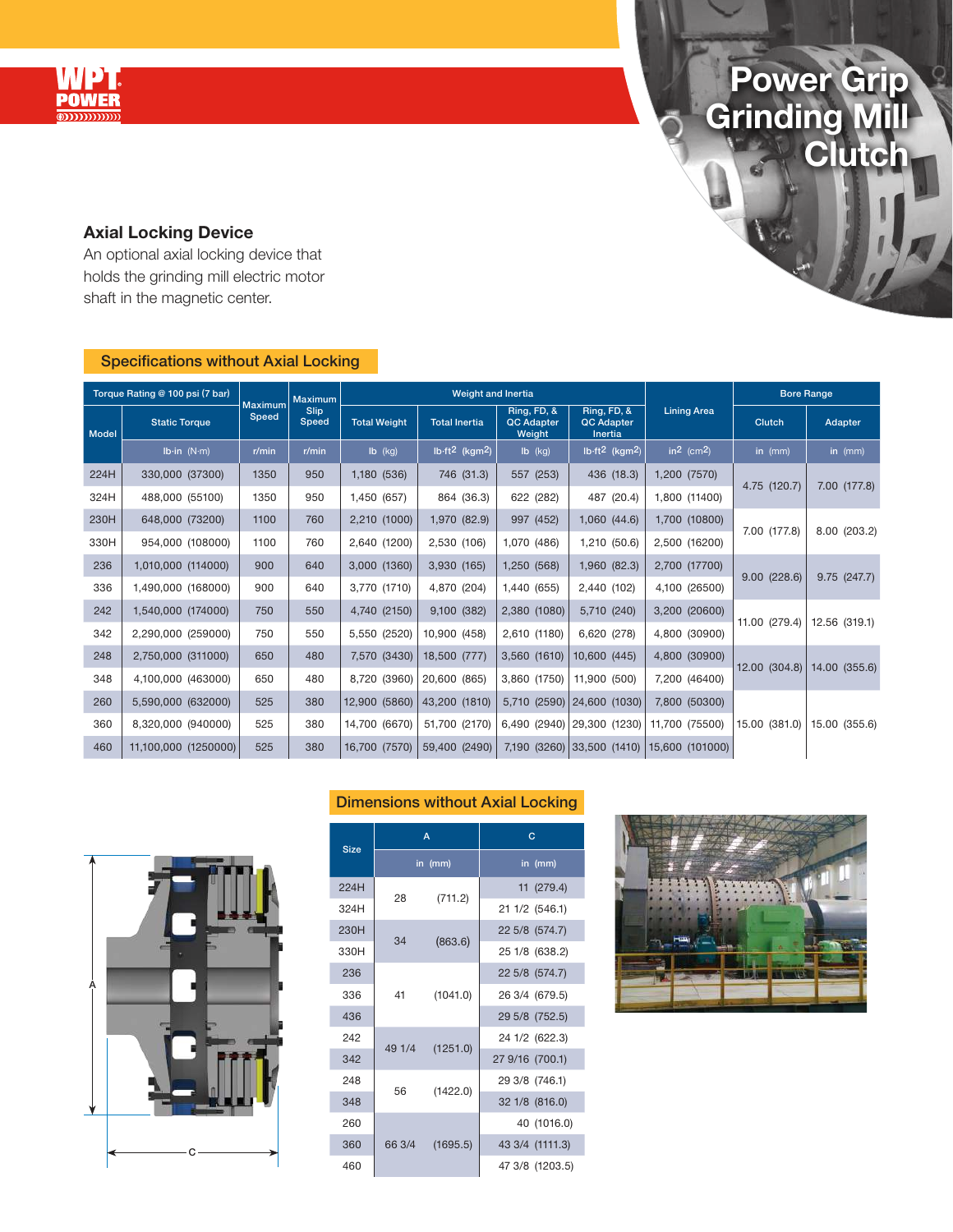# Power Grip Grinding Mill Clutch

## Axial Locking Device

An optional axial locking device that holds the grinding mill electric motor shaft in the magnetic center.

## Specifications without Axial Locking

| Model | Torque Rating @ 100 psi (7 bar) Static Torque | Maximum Speed | Maximum Slip Speed | Total Weight | Total Inertia | Ring, FD, & QC Adapter Weight | Ring, FD, & QC Adapter Inertia | Lining Area | Bore Range Clutch | Bore Range Adapter |
|---|---|---|---|---|---|---|---|---|---|---|
| | lb·in (N·m) | r/min | r/min | lb (kg) | lb·ft$^2$ (kgm$^2$) | lb (kg) | lb·ft$^2$ (kgm$^2$) | in$^2$ (cm$^2$) | in (mm) | in (mm) |
| 224H | 330,000 (37300) | 1350 | 950 | 1,180 (536) | 746 (31.3) | 557 (253) | 436 (18.3) | 1,200 (7570) | 4.75 (120.7) | 7.00 (177.8) |
| 324H | 488,000 (55100) | 1350 | 950 | 1,450 (657) | 864 (36.3) | 622 (282) | 487 (20.4) | 1,800 (11400) | | |
| 230H | 648,000 (73200) | 1100 | 760 | 2,210 (1000) | 1,970 (82.9) | 997 (452) | 1,060 (44.6) | 1,700 (10800) | 7.00 (177.8) | 8.00 (203.2) |
| 330H | 954,000 (108000) | 1100 | 760 | 2,640 (1200) | 2,530 (106) | 1,070 (486) | 1,210 (50.6) | 2,500 (16200) | | |
| 236 | 1,010,000 (114000) | 900 | 640 | 3,000 (1360) | 3,930 (165) | 1,250 (568) | 1,960 (82.3) | 2,700 (17700) | 9.00 (228.6) | 9.75 (247.7) |
| 336 | 1,490,000 (168000) | 900 | 640 | 3,770 (1710) | 4,870 (204) | 1,440 (655) | 2,440 (102) | 4,100 (26500) | | |
| 242 | 1,540,000 (174000) | 750 | 550 | 4,740 (2150) | 9,100 (382) | 2,380 (1080) | 5,710 (240) | 3,200 (20600) | 11.00 (279.4) | 12.56 (319.1) |
| 342 | 2,290,000 (259000) | 750 | 550 | 5,550 (2520) | 10,900 (458) | 2,610 (1180) | 6,620 (278) | 4,800 (30900) | | |
| 248 | 2,750,000 (311000) | 650 | 480 | 7,570 (3430) | 18,500 (777) | 3,560 (1610) | 10,600 (445) | 4,800 (30900) | 12.00 (304.8) | 14.00 (355.6) |
| 348 | 4,100,000 (463000) | 650 | 480 | 8,720 (3960) | 20,600 (865) | 3,860 (1750) | 11,900 (500) | 7,200 (46400) | | |
| 260 | 5,590,000 (632000) | 525 | 380 | 12,900 (5860) | 43,200 (1810) | 5,710 (2590) | 24,600 (1030) | 7,800 (50300) | 15.00 (381.0) | 15.00 (355.6) |
| 360 | 8,320,000 (940000) | 525 | 380 | 14,700 (6670) | 51,700 (2170) | 6,490 (2940) | 29,300 (1230) | 11,700 (75500) | | |
| 460 | 11,100,000 (1250000) | 525 | 380 | 16,700 (7570) | 59,400 (2490) | 7,190 (3260) | 33,500 (1410) | 15,600 (101000) | | |

## Dimensions without Axial Locking

| Size | A in (mm) | | C in (mm) |
|---|---|---|---|
| 224H | 28 | (711.2) | 11 (279.4) |
| 324H | | | 21 1/2 (546.1) |
| 230H | 34 | (863.6) | 22 5/8 (574.7) |
| 330H | | | 25 1/8 (638.2) |
| 236 | 41 | (1041.0) | 22 5/8 (574.7) |
| 336 | | | 26 3/4 (679.5) |
| 436 | | | 29 5/8 (752.5) |
| 242 | 49 1/4 | (1251.0) | 24 1/2 (622.3) |
| 342 | | | 27 9/16 (700.1) |
| 248 | 56 | (1422.0) | 29 3/8 (746.1) |
| 348 | | | 32 1/8 (816.0) |
| 260 | 66 3/4 | (1695.5) | 40 (1016.0) |
| 360 | | | 43 3/4 (1111.3) |
| 460 | | | 47 3/8 (1203.5) |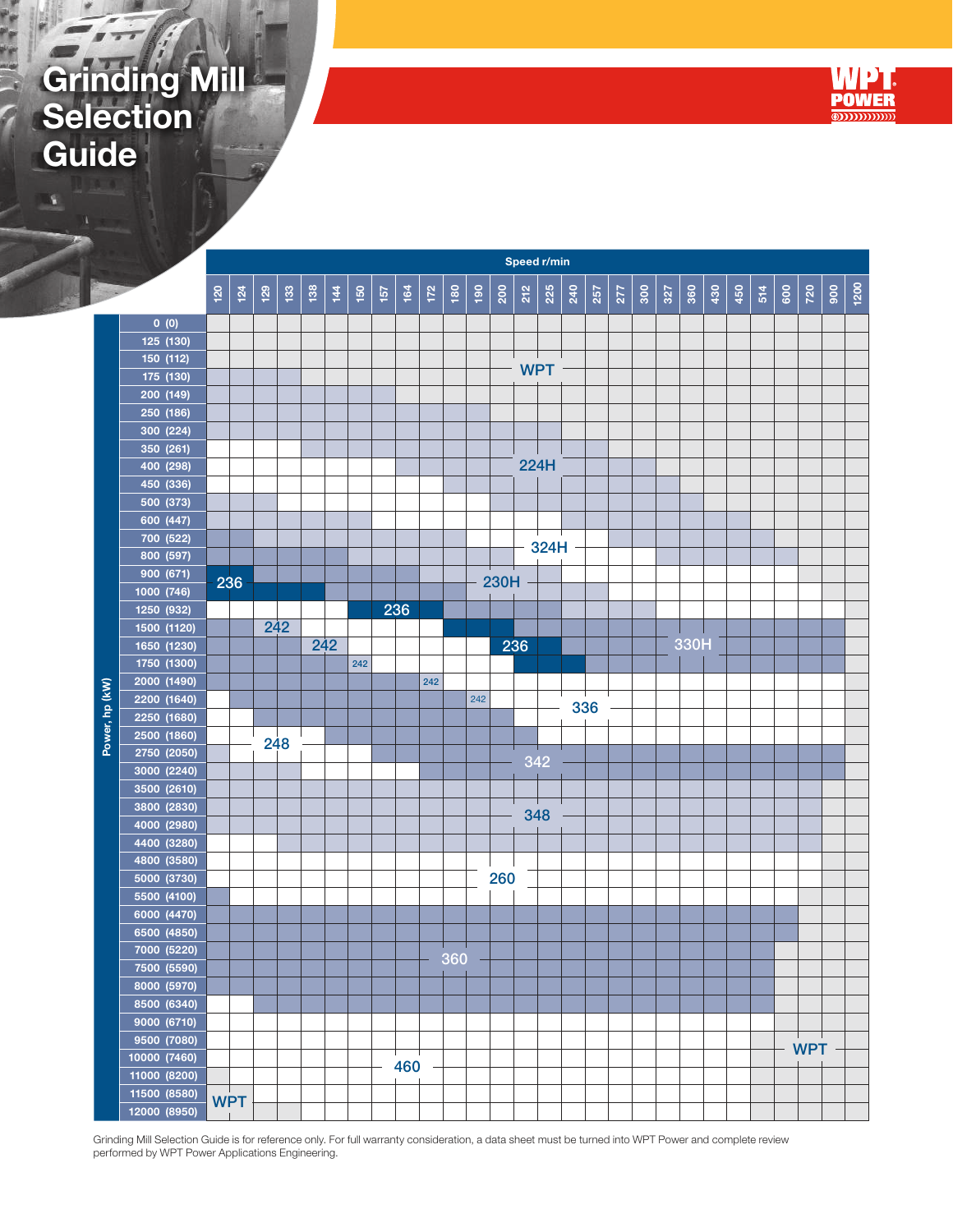# Grinding Mill Selection Guide

WPT POWER

Speed r/min

120 124 129 133 138 144 150 157 164 172 180 190 200 212 225 240 257 277 300 327 360 430 450 514 600 720 900 1200

Power, hp (kW)

0 (0)
125 (130)
150 (112)
175 (130)
200 (149)
250 (186)
300 (224)
350 (261)
400 (298)
450 (336)
500 (373)
600 (447)
700 (522)
800 (597)
900 (671)
1000 (746)
1250 (932)
1500 (1120)
1650 (1230)
1750 (1300)
2000 (1490)
2200 (1640)
2250 (1680)
2500 (1860)
2750 (2050)
3000 (2240)
3500 (2610)
3800 (2830)
4000 (2980)
4400 (3280)
4800 (3580)
5000 (3730)
5500 (4100)
6000 (4470)
6500 (4850)
7000 (5220)
7500 (5590)
8000 (5970)
8500 (6340)
9000 (6710)
9500 (7080)
10000 (7460)
11000 (8200)
11500 (8580)
12000 (8950)

WPT
224H
324H
230H
236
236
242
242
242
242
242
236
330H
336
248
342
348
260
360
460
WPT
WPT

Grinding Mill Selection Guide is for reference only. For full warranty consideration, a data sheet must be turned into WPT Power and complete review performed by WPT Power Applications Engineering.